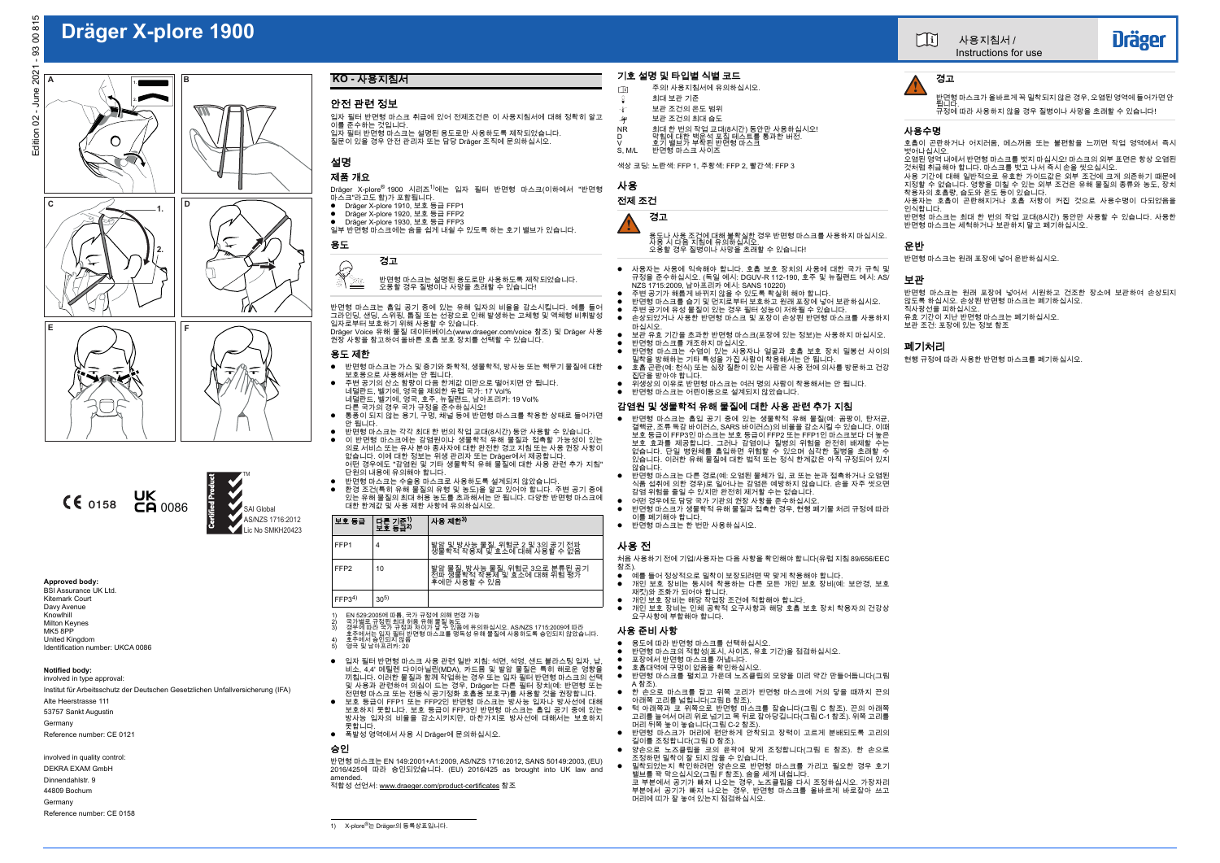# Dräger X-plore 1900

사용지침서 / Instructions for use

Edition 02 - June 2021 - 93 00 815

A B C D E F

CE 0158 UK CA 0086

Certified Product TM SAI Global AS/NZS 1716:2012 Lic No SMKH20423

**Approved body:**
BSI Assurance UK Ltd.
Kitemark Court
Davy Avenue
Knowlhill
Milton Keynes
MK5 8PP
United Kingdom
Identification number: UKCA 0086

**Notified body:**
involved in type approval:
Institut für Arbeitsschutz der Deutschen Gesetzlichen Unfallversicherung (IFA)
Alte Heerstrasse 111
53757 Sankt Augustin
Germany
Reference number: CE 0121

involved in quality control:
DEKRA EXAM GmbH
Dinnendahlstr. 9
44809 Bochum
Germany
Reference number: CE 0158

## KO - 사용지침서

### 안전 관련 정보

입자 필터 반면형 마스크 취급에 있어 전제조건은 이 사용지침서에 대해 정확히 알고 이를 준수하는 것입니다.
입자 필터 반면형 마스크는 설명된 용도로만 사용하도록 제작되었습니다.
질문이 있을 경우 안전 관리자 또는 담당 Dräger 조직에 문의하십시오.

### 설명

#### 제품 개요

Dräger X-plore® 1900 시리즈[1]에는 입자 필터 반면형 마스크(이하에서 "반면형 마스크"라고도 함)가 포함됩니다.

- Dräger X-plore 1910, 보호 등급 FFP1
- Dräger X-plore 1920, 보호 등급 FFP2
- Dräger X-plore 1930, 보호 등급 FFP3

일부 반면형 마스크에는 숨을 쉽게 내쉴 수 있도록 하는 호기 밸브가 있습니다.

#### 용도

**경고**

반면형 마스크는 설명된 용도로만 사용하도록 제작되었습니다.
오용할 경우 질병이나 사망을 초래할 수 있습니다!

반면형 마스크는 흡입 공기 중에 있는 유해 입자의 비율을 감소시킵니다. 예를 들어 그라인딩, 샌딩, 스위핑, 톱질 또는 선광으로 인해 발생하는 고체형 및 액체형 비휘발성 입자로부터 보호하기 위해 사용할 수 있습니다.
Dräger Voice 유해 물질 데이터베이스(www.draeger.com/voice 참조) 및 Dräger 사용 권장 사항을 참고하여 올바른 호흡 보호 장치를 선택할 수 있습니다.

#### 용도 제한

- 반면형 마스크는 가스 및 증기와 화학적, 생물학적, 방사능 또는 핵무기 물질에 대한 보호용으로 사용해서는 안 됩니다.
- 주변 공기의 산소 함량이 다음 한계값 미만으로 떨어지면 안 됩니다.
  네덜란드, 벨기에, 영국을 제외한 유럽 국가: 17 Vol%
  네덜란드, 벨기에, 영국, 호주, 뉴질랜드, 남아프리카: 19 Vol%
  다른 국가의 경우 국가 규정을 준수하십시오!
- 통풍이 되지 않는 용기, 구멍, 채널 등에 반면형 마스크를 착용한 상태로 들어가면 안 됩니다.
- 반면형 마스크는 각각 최대 한 번의 작업 교대(8시간) 동안 사용할 수 있습니다.
- 이 반면형 마스크에는 감염원이나 생물학적 유해 물질과 접촉할 가능성이 있는 의료 서비스 또는 유사 분야 종사자에 대한 완전한 경고 지침 또는 사용 권장 사항이 없습니다. 이에 대한 정보는 위생 관리자 또는 Dräger에서 제공합니다.
  어떤 경우에도 "감염원 및 기타 생물학적 유해 물질에 대한 사용 관련 추가 지침" 단원의 내용에 유의해야 합니다.
- 반면형 마스크는 수술용 마스크로 사용하도록 설계되지 않았습니다.
- 환경 조건(특히 유해 물질의 유형 및 농도)을 알고 있어야 합니다. 주변 공기 중에 있는 유해 물질의 최대 허용 농도를 초과해서는 안 됩니다. 다양한 반면형 마스크에 대한 한계값 및 사용 제한 사항에 유의하십시오.

| 보호 등급 | 다른 기준[1] 보호 등급[2] | 사용 제한[3] |
|---|---|---|
| FFP1 | 4 | 발암 및 방사능 물질, 위험군 2 및 3의 공기 전파 생물학적 작용제 및 효소에 대해 사용할 수 없음 |
| FFP2 | 10 | 발암 물질, 방사능 물질, 위험군 3으로 분류된 공기 전파 생물학적 작용제 및 효소에 대해 위험 평가 후에만 사용할 수 있음 |
| FFP3[4] | 30[5] | |

1) EN 529:2005에 따름, 국가 규정에 의해 변경 가능
2) 국가별로 규정된 최대 허용 유해 물질 농도
3) 경우에 따라 국가 규정과 차이가 날 수 있음에 유의하십시오. AS/NZS 1715:2009에 따라 호주에서는 입자 필터 반면형 마스크를 명독성 유해 물질에 사용하도록 승인되지 않았습니다.
4) 호주에서 승인되지 않음
5) 영국 및 남아프리카: 20

- 입자 필터 반면형 마스크 사용 관련 일반 지침: 석면, 석영, 샌드 블라스팅 입자, 납, 비소, 4,4' 메틸렌 다이아닐린(MDA), 카드뮴 및 발암 물질은 특히 해로운 영향을 끼칩니다. 이러한 물질과 함께 작업하는 경우 또는 입자 필터 반면형 마스크의 선택 및 사용과 관련하여 의심이 드는 경우, Dräger는 다른 필터 장치(예: 반면형 또는 전면형 마스크 또는 전동식 공기정화 호흡용 보호구)를 사용할 것을 권장합니다.
- 보호 등급이 FFP1 또는 FFP2인 반면형 마스크는 방사능 입자나 방사선에 대해 보호하지 못합니다. 보호 등급이 FFP3인 반면형 마스크는 흡입 공기 중에 있는 방사능 입자의 비율을 감소시키지만, 마찬가지로 방사선에 대해서는 보호하지 못합니다.
- 폭발성 영역에서 사용 시 Dräger에 문의하십시오.

#### 승인

반면형 마스크는 EN 149:2001+A1:2009, AS/NZS 1716:2012, SANS 50149:2003, (EU) 2016/425에 따라 승인되었습니다. (EU) 2016/425 as brought into UK law and amended.
적합성 선언서: www.draeger.com/product-certificates 참조

1) X-plore®는 Dräger의 등록상표입니다.

### 기호 설명 및 타입별 식별 코드

| 기호 | 설명 |
|---|---|
| | 주의! 사용지침서에 유의하십시오. |
| | 최대 보관 기준 |
| | 보관 조건의 온도 범위 |
| | 보관 조건의 최대 습도 |
| NR | 최대 한 번의 작업 교대(8시간) 동안만 사용하십시오! |
| D | 막힘에 대한 백운석 분진 테스트를 통과한 버전. |
| V | 호기 밸브가 부착된 반면형 마스크 |
| S, M/L | 반면형 마스크 사이즈 |

색상 코딩: 노란색: FFP 1, 주황색: FFP 2, 빨간색: FFP 3

### 사용

#### 전제 조건

**경고**

용도나 사용 조건에 대해 불확실한 경우 반면형 마스크를 사용하지 마십시오.
사용 시 다음 지침에 유의하십시오.
오용할 경우 질병이나 사망을 초래할 수 있습니다!

- 사용자는 사용에 익숙해야 합니다. 호흡 보호 장치의 사용에 대한 국가 규칙 및 규정을 준수하십시오. (독일 예시: DGUV-R 112-190, 호주 및 뉴질랜드 예시: AS/NZS 1715:2009, 남아프리카 예시: SANS 10220)
- 주변 공기가 해롭게 바뀌지 않을 수 있도록 확실히 해야 합니다.
- 반면형 마스크를 습기 및 먼지로부터 보호하고 원래 포장에 넣어 보관하십시오.
- 주변 공기에 유성 물질이 있는 경우 필터 성능이 저하될 수 있습니다.
- 손상되었거나 사용한 반면형 마스크 및 포장이 손상된 반면형 마스크를 사용하지 마십시오.
- 보관 유효 기간을 초과한 반면형 마스크(포장에 있는 정보)는 사용하지 마십시오.
- 반면형 마스크를 개조하지 마십시오.
- 반면형 마스크는 수염이 있는 사용자나 얼굴과 호흡 보호 장치 밀봉선 사이의 밀착을 방해하는 기타 특성을 가진 사람이 착용해서는 안 됩니다.
- 호흡 곤란(예: 천식) 또는 심장 질환이 있는 사람은 사용 전에 의사를 방문하고 건강 진단을 받아야 합니다.
- 위생상의 이유로 반면형 마스크는 여러 명의 사람이 착용해서는 안 됩니다.
- 반면형 마스크는 어린이용으로 설계되지 않았습니다.

#### 감염원 및 생물학적 유해 물질에 대한 사용 관련 추가 지침

- 반면형 마스크는 흡입 공기 중에 있는 생물학적 유해 물질(예: 곰팡이, 탄저균, 결핵균, 조류 독감 바이러스, SARS 바이러스)의 비율을 감소시킬 수 있습니다. 이때 보호 등급이 FFP3인 마스크는 보호 등급이 FFP2 또는 FFP1인 마스크보다 더 높은 보호 효과를 제공합니다. 그러나 감염이나 질병의 위험을 완전히 배제할 수는 없습니다. 단일 병원체를 흡입하면 위험할 수 있으며 심각한 질병을 초래할 수 있습니다. 이러한 유해 물질에 대한 법적 또는 정식 한계값은 아직 규정되어 있지 않습니다.
- 반면형 마스크는 다른 경로(예: 오염된 물체가 입, 코 또는 눈과 접촉하거나 오염된 식품 섭취에 의한 경우)로 일어나는 감염은 예방하지 않습니다. 손을 자주 씻으면 감염 위험을 줄일 수 있지만 완전히 제거할 수는 없습니다.
- 어떤 경우에도 담당 국가 기관의 권장 사항을 준수하십시오.
- 반면형 마스크가 생물학적 유해 물질과 접촉한 경우, 현행 폐기물 처리 규정에 따라 이를 폐기해야 합니다.
- 반면형 마스크는 한 번만 사용하십시오.

#### 사용 전

처음 사용하기 전에 기업/사용자는 다음 사항을 확인해야 합니다(유럽 지침 89/656/EEC 참조).

- 예를 들어 정상적으로 밀착이 보장되려면 딱 맞게 착용해야 합니다.
- 개인 보호 장비는 동시에 착용하는 다른 모든 개인 보호 장비(예: 보안경, 보호 재킷)와 조화가 되어야 합니다.
- 개인 보호 장비는 해당 작업장 조건에 적합해야 합니다.
- 개인 보호 장비는 인체 공학적 요구사항과 해당 호흡 보호 장치 착용자의 건강상 요구사항에 부합해야 합니다.

#### 사용 준비 사항

- 용도에 따라 반면형 마스크를 선택하십시오.
- 반면형 마스크의 적합성(표시, 사이즈, 유효 기간)을 점검하십시오.
- 포장에서 반면형 마스크를 꺼냅니다.
- 호흡대역에 구멍이 없음을 확인하십시오.
- 반면형 마스크를 펼치고 가운데 노즈클립의 모양을 미리 약간 만들어둡니다(그림 A 참조).
- 한 손으로 마스크를 잡고 위쪽 고리가 반면형 마스크에 거의 닿을 때까지 끈의 아래쪽 고리를 넘깁니다(그림 B 참조).
- 턱 아래쪽과 코 위쪽으로 반면형 마스크를 잡습니다(그림 C 참조). 끈의 아래쪽 고리를 늘여서 머리 위로 넘기고 목 뒤로 잡아당깁니다(그림 C-1 참조). 위쪽 고리를 머리 뒤쪽 높이 놓습니다(그림 C-2 참조).
- 반면형 마스크가 머리에 편안하게 안착되고 장력이 고르게 분배되도록 고리의 길이를 조정합니다(그림 D 참조).
- 양손으로 노즈클립을 코의 윤곽에 맞게 조정합니다(그림 E 참조). 한 손으로 조정하면 밀착이 잘 되지 않을 수 있습니다.
- 밀착되었는지 확인하려면 양손으로 반면형 마스크를 가리고 필요한 경우 호기 밸브를 꽉 막으십시오(그림 F 참조). 숨을 세게 내쉽니다.
  코 부분에서 공기가 빠져 나오는 경우, 노즈클립을 다시 조정하십시오. 가장자리 부분에서 공기가 빠져 나오는 경우, 반면형 마스크를 올바르게 바로잡아 쓰고 머리에 띠가 잘 놓여 있는지 점검하십시오.

**경고**

반면형 마스크가 올바르게 꼭 밀착되지 않은 경우, 오염된 영역에 들어가면 안 됩니다.
규정에 따라 사용하지 않을 경우 질병이나 사망을 초래할 수 있습니다!

#### 사용수명

호흡이 곤란하거나 어지러움, 메스꺼움 또는 불편함을 느끼면 작업 영역에서 즉시 벗어나십시오.
오염된 영역 내에서 반면형 마스크를 벗지 마십시오! 마스크의 외부 표면은 항상 오염된 것처럼 취급해야 합니다. 마스크를 벗고 나서 즉시 손을 씻으십시오.
사용 기간에 대해 일반적으로 유효한 가이드값은 외부 조건에 크게 의존하기 때문에 지정할 수 없습니다. 영향을 미칠 수 있는 외부 조건은 유해 물질의 종류와 농도, 장치 착용자의 호흡량, 습도와 온도 등이 있습니다.
사용자는 호흡이 곤란해지거나 호흡 저항이 커질 것으로 사용수명이 다되었음을 인식합니다.
반면형 마스크는 최대 한 번의 작업 교대(8시간) 동안 사용할 수 있습니다. 사용한 반면형 마스크는 세척하거나 보관하지 말고 폐기하십시오.

### 운반

반면형 마스크는 원래 포장에 넣어 운반하십시오.

### 보관

반면형 마스크는 원래 포장에 넣어서 시원하고 건조한 장소에 보관하여 손상되지 않도록 하십시오. 손상된 반면형 마스크는 폐기하십시오.
직사광선을 피하십시오.
유효 기간이 지난 반면형 마스크는 폐기하십시오.
보관 조건: 포장에 있는 정보 참조

### 폐기처리

현행 규정에 따라 사용한 반면형 마스크를 폐기하십시오.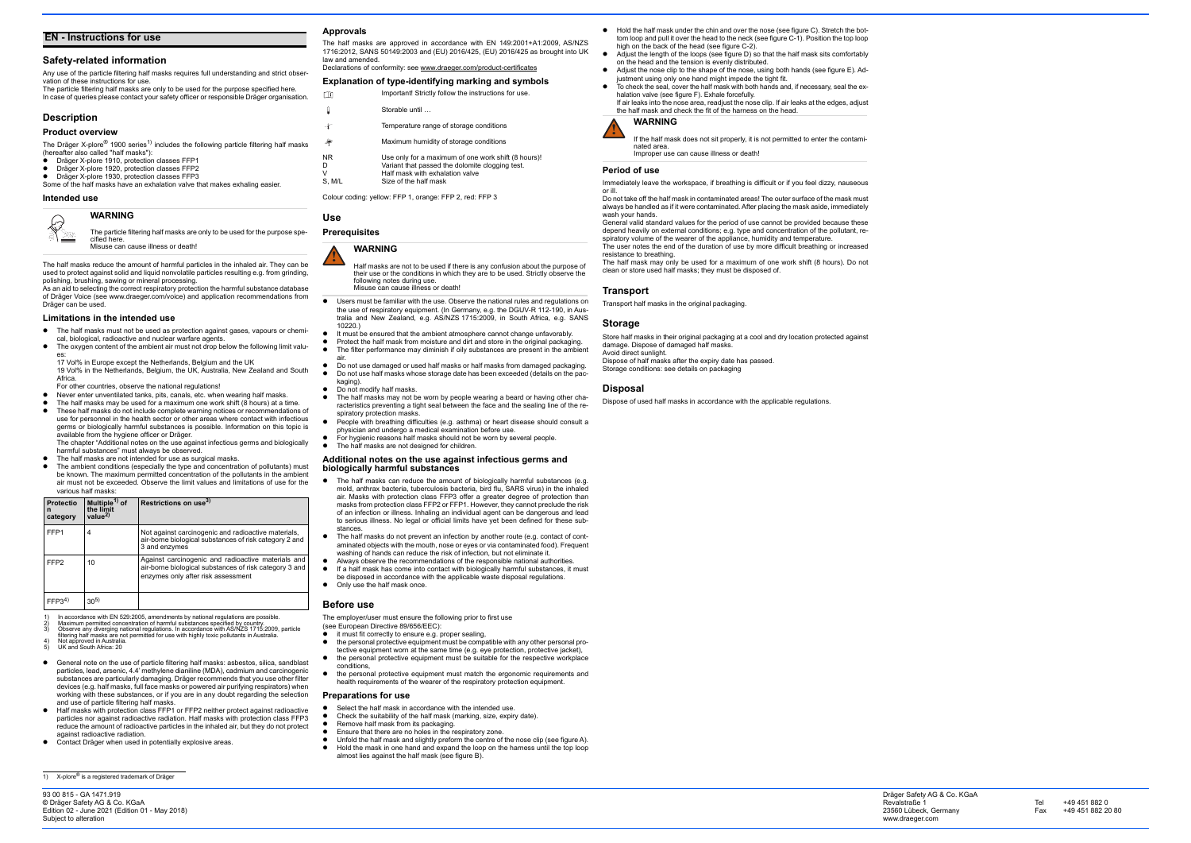## EN - Instructions for use

## Safety-related information

Any use of the particle filtering half masks requires full understanding and strict observation of these instructions for use.

The particle filtering half masks are only to be used for the purpose specified here.

In case of queries please contact your safety officer or responsible Dräger organisation.

## Description

### Product overview

The Dräger X-plore® 1900 series[1] includes the following particle filtering half masks (hereafter also called "half masks"):

- Dräger X-plore 1910, protection classes FFP1
- Dräger X-plore 1920, protection classes FFP2
- Dräger X-plore 1930, protection classes FFP3

Some of the half masks have an exhalation valve that makes exhaling easier.

### Intended use

**WARNING**

The particle filtering half masks are only to be used for the purpose specified here.
Misuse can cause illness or death!

The half masks reduce the amount of harmful particles in the inhaled air. They can be used to protect against solid and liquid nonvolatile particles resulting e.g. from grinding, polishing, brushing, sawing or mineral processing.

As an aid to selecting the correct respiratory protection the harmful substance database of Dräger Voice (see www.draeger.com/voice) and application recommendations from Dräger can be used.

### Limitations in the intended use

- The half masks must not be used as protection against gases, vapours or chemical, biological, radioactive and nuclear warfare agents.
- The oxygen content of the ambient air must not drop below the following limit values:
  17 Vol% in Europe except the Netherlands, Belgium and the UK
  19 Vol% in the Netherlands, Belgium, the UK, Australia, New Zealand and South Africa.
  For other countries, observe the national regulations!
- Never enter unventilated tanks, pits, canals, etc. when wearing half masks.
- The half masks may be used for a maximum one work shift (8 hours) at a time.
- These half masks do not include complete warning notices or recommendations of use for personnel in the health sector or other areas where contact with infectious germs or biologically harmful substances is possible. Information on this topic is available from the hygiene officer or Dräger.
  The chapter "Additional notes on the use against infectious germs and biologically harmful substances" must always be observed.
- The half masks are not intended for use as surgical masks.
- The ambient conditions (especially the type and concentration of pollutants) must be known. The maximum permitted concentration of the pollutants in the ambient air must not be exceeded. Observe the limit values and limitations of use for the various half masks:

| Protection category | Multiple[1] of the limit value[2] | Restrictions on use[3] |
|---|---|---|
| FFP1 | 4 | Not against carcinogenic and radioactive materials, air-borne biological substances of risk category 2 and 3 and enzymes |
| FFP2 | 10 | Against carcinogenic and radioactive materials and air-borne biological substances of risk category 3 and enzymes only after risk assessment |
| FFP3[4] | 30[5] | |

1) In accordance with EN 529:2005, amendments by national regulations are possible.
2) Maximum permitted concentration of harmful substances specified by country.
3) Observe any diverging national regulations. In accordance with AS/NZS 1715:2009, particle filtering half masks are not permitted for use with highly toxic pollutants in Australia.
4) Not approved in Australia.
5) UK and South Africa: 20

- General note on the use of particle filtering half masks: asbestos, silica, sandblast particles, lead, arsenic, 4.4' methylene dianiline (MDA), cadmium and carcinogenic substances are particularly damaging. Dräger recommends that you use other filter devices (e.g. half masks, full face masks or powered air purifying respirators) when working with these substances, or if you are in any doubt regarding the selection and use of particle filtering half masks.
- Half masks with protection class FFP1 or FFP2 neither protect against radioactive particles nor against radioactive radiation. Half masks with protection class FFP3 reduce the amount of radioactive particles in the inhaled air, but they do not protect against radioactive radiation.
- Contact Dräger when used in potentially explosive areas.

1) X-plore® is a registered trademark of Dräger

### Approvals

The half masks are approved in accordance with EN 149:2001+A1:2009, AS/NZS 1716:2012, SANS 50149:2003 and (EU) 2016/425, (EU) 2016/425 as brought into UK law and amended.

Declarations of conformity: see www.draeger.com/product-certificates

### Explanation of type-identifying marking and symbols

| | |
|---|---|
| (symbol) | Important! Strictly follow the instructions for use. |
| (symbol) | Storable until … |
| (symbol) | Temperature range of storage conditions |
| (symbol) | Maximum humidity of storage conditions |
| NR | Use only for a maximum of one work shift (8 hours)! |
| D | Variant that passed the dolomite clogging test. |
| V | Half mask with exhalation valve |
| S, M/L | Size of the half mask |

Colour coding: yellow: FFP 1, orange: FFP 2, red: FFP 3

## Use

### Prerequisites

**WARNING**

Half masks are not to be used if there is any confusion about the purpose of their use or the conditions in which they are to be used. Strictly observe the following notes during use.
Misuse can cause illness or death!

- Users must be familiar with the use. Observe the national rules and regulations on the use of respiratory equipment. (In Germany, e.g. the DGUV-R 112-190, in Australia and New Zealand, e.g. AS/NZS 1715:2009, in South Africa, e.g. SANS 10220.)
- It must be ensured that the ambient atmosphere cannot change unfavorably.
- Protect the half mask from moisture and dirt and store in the original packaging.
- The filter performance may diminish if oily substances are present in the ambient air.
- Do not use damaged or used half masks or half masks from damaged packaging.
- Do not use half masks whose storage date has been exceeded (details on the packaging).
- Do not modify half masks.
- The half masks may not be worn by people wearing a beard or having other characteristics preventing a tight seal between the face and the sealing line of the respiratory protection masks.
- People with breathing difficulties (e.g. asthma) or heart disease should consult a physician and undergo a medical examination before use.
- For hygienic reasons half masks should not be worn by several people.
- The half masks are not designed for children.

### Additional notes on the use against infectious germs and biologically harmful substances

- The half masks can reduce the amount of biologically harmful substances (e.g. mold, anthrax bacteria, tuberculosis bacteria, bird flu, SARS virus) in the inhaled air. Masks with protection class FFP3 offer a greater degree of protection than masks from protection class FFP2 or FFP1. However, they cannot preclude the risk of an infection or illness. Inhaling an individual agent can be dangerous and lead to serious illness. No legal or official limits have yet been defined for these substances.
- The half masks do not prevent an infection by another route (e.g. contact of contaminated objects with the mouth, nose or eyes or via contaminated food). Frequent washing of hands can reduce the risk of infection, but not eliminate it.
- Always observe the recommendations of the responsible national authorities.
- If a half mask has come into contact with biologically harmful substances, it must be disposed in accordance with the applicable waste disposal regulations.
- Only use the half mask once.

## Before use

The employer/user must ensure the following prior to first use
(see European Directive 89/656/EEC):

- it must fit correctly to ensure e.g. proper sealing,
- the personal protective equipment must be compatible with any other personal protective equipment worn at the same time (e.g. eye protection, protective jacket),
- the personal protective equipment must be suitable for the respective workplace conditions,
- the personal protective equipment must match the ergonomic requirements and health requirements of the wearer of the respiratory protection equipment.

### Preparations for use

- Select the half mask in accordance with the intended use.
- Check the suitability of the half mask (marking, size, expiry date).
- Remove half mask from its packaging.
- Ensure that there are no holes in the respiratory zone.
- Unfold the half mask and slightly preform the centre of the nose clip (see figure A).
- Hold the mask in one hand and expand the loop on the harness until the top loop almost lies against the half mask (see figure B).
- Hold the half mask under the chin and over the nose (see figure C). Stretch the bottom loop and pull it over the head to the neck (see figure C-1). Position the top loop high on the back of the head (see figure C-2).
- Adjust the length of the loops (see figure D) so that the half mask sits comfortably on the head and the tension is evenly distributed.
- Adjust the nose clip to the shape of the nose, using both hands (see figure E). Adjustment using only one hand might impede the tight fit.
- To check the seal, cover the half mask with both hands and, if necessary, seal the exhalation valve (see figure F). Exhale forcefully.
  If air leaks into the nose area, readjust the nose clip. If air leaks at the edges, adjust the half mask and check the fit of the harness on the head.

**WARNING**

If the half mask does not sit properly, it is not permitted to enter the contaminated area.
Improper use can cause illness or death!

### Period of use

Immediately leave the workspace, if breathing is difficult or if you feel dizzy, nauseous or ill.

Do not take off the half mask in contaminated areas! The outer surface of the mask must always be handled as if it were contaminated. After placing the mask aside, immediately wash your hands.

General valid standard values for the period of use cannot be provided because these depend heavily on external conditions; e.g. type and concentration of the pollutant, respiratory volume of the wearer of the appliance, humidity and temperature.

The user notes the end of the duration of use by more difficult breathing or increased resistance to breathing.

The half mask may only be used for a maximum of one work shift (8 hours). Do not clean or store used half masks; they must be disposed of.

## Transport

Transport half masks in the original packaging.

## Storage

Store half masks in their original packaging at a cool and dry location protected against damage. Dispose of damaged half masks.

Avoid direct sunlight.

Dispose of half masks after the expiry date has passed.

Storage conditions: see details on packaging

## Disposal

Dispose of used half masks in accordance with the applicable regulations.

93 00 815 - GA 1471.919
© Dräger Safety AG & Co. KGaA
Edition 02 - June 2021 (Edition 01 - May 2018)
Subject to alteration

Dräger Safety AG & Co. KGaA
Revalstraße 1
23560 Lübeck, Germany
www.draeger.com
Tel +49 451 882 0
Fax +49 451 882 20 80